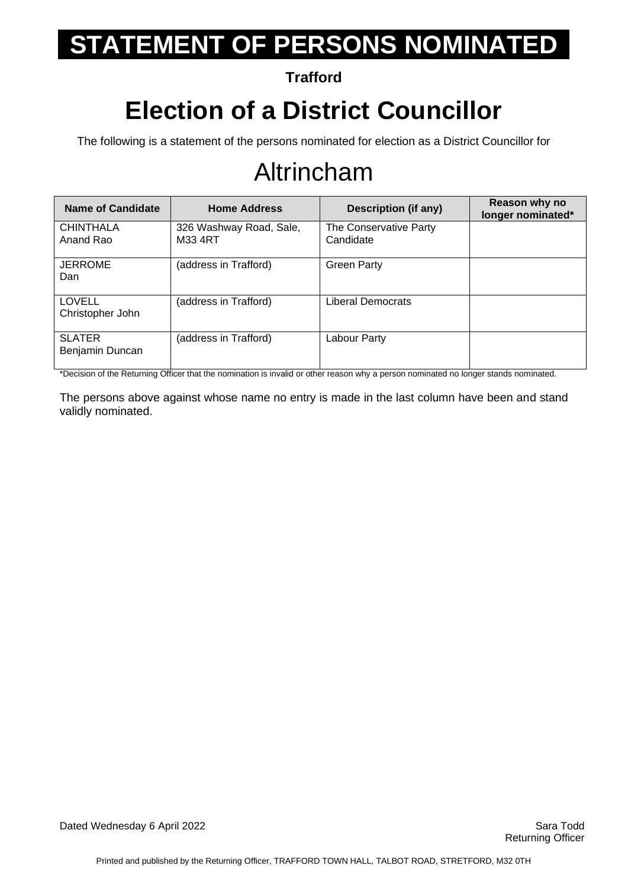# STATEMENT OF PERSONS NOMINATED

**Trafford**

# Election of a District Councillor

The following is a statement of the persons nominated for election as a District Councillor for

## Altrincham

| Name of Candidate | Home Address | Description (if any) | Reason why no longer nominated* |
|---|---|---|---|
| CHINTHALA<br>Anand Rao | 326 Washway Road, Sale, M33 4RT | The Conservative Party Candidate | |
| JERROME<br>Dan | (address in Trafford) | Green Party | |
| LOVELL<br>Christopher John | (address in Trafford) | Liberal Democrats | |
| SLATER<br>Benjamin Duncan | (address in Trafford) | Labour Party | |

*Decision of the Returning Officer that the nomination is invalid or other reason why a person nominated no longer stands nominated.

The persons above against whose name no entry is made in the last column have been and stand validly nominated.

Dated Wednesday 6 April 2022

Sara Todd
Returning Officer

Printed and published by the Returning Officer, TRAFFORD TOWN HALL, TALBOT ROAD, STRETFORD, M32 0TH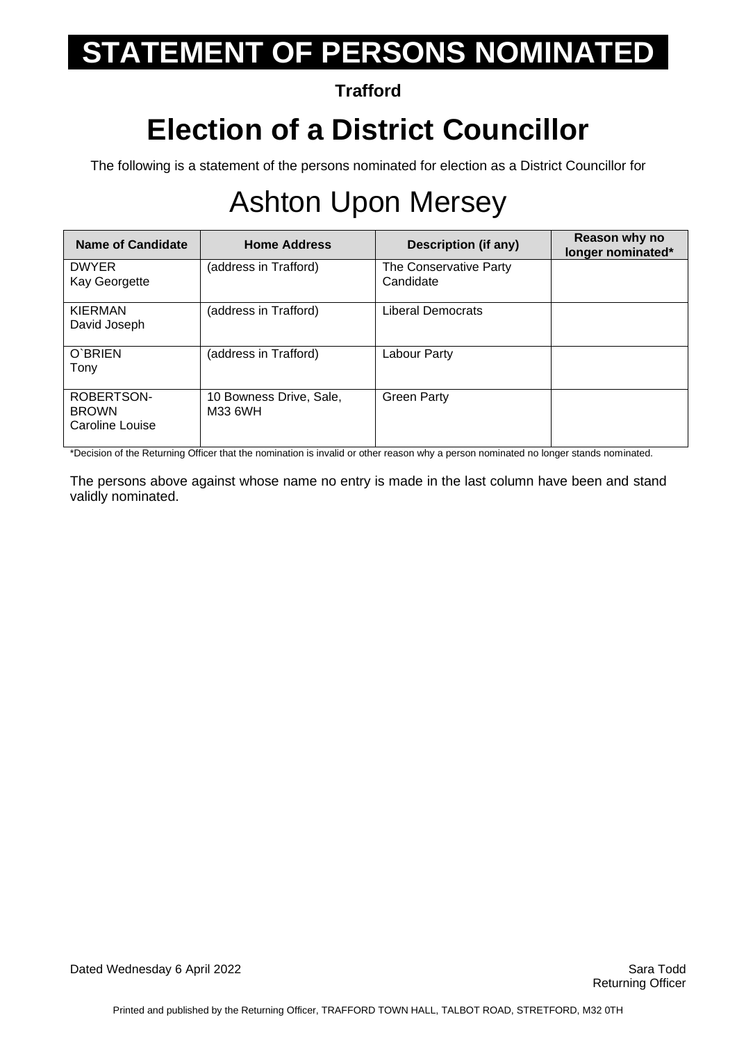# STATEMENT OF PERSONS NOMINATED

**Trafford**

# Election of a District Councillor

The following is a statement of the persons nominated for election as a District Councillor for

## Ashton Upon Mersey

| Name of Candidate | Home Address | Description (if any) | Reason why no longer nominated* |
|---|---|---|---|
| DWYER Kay Georgette | (address in Trafford) | The Conservative Party Candidate | |
| KIERMAN David Joseph | (address in Trafford) | Liberal Democrats | |
| O`BRIEN Tony | (address in Trafford) | Labour Party | |
| ROBERTSON-BROWN Caroline Louise | 10 Bowness Drive, Sale, M33 6WH | Green Party | |

*Decision of the Returning Officer that the nomination is invalid or other reason why a person nominated no longer stands nominated.

The persons above against whose name no entry is made in the last column have been and stand validly nominated.

Dated Wednesday 6 April 2022

Sara Todd
Returning Officer

Printed and published by the Returning Officer, TRAFFORD TOWN HALL, TALBOT ROAD, STRETFORD, M32 0TH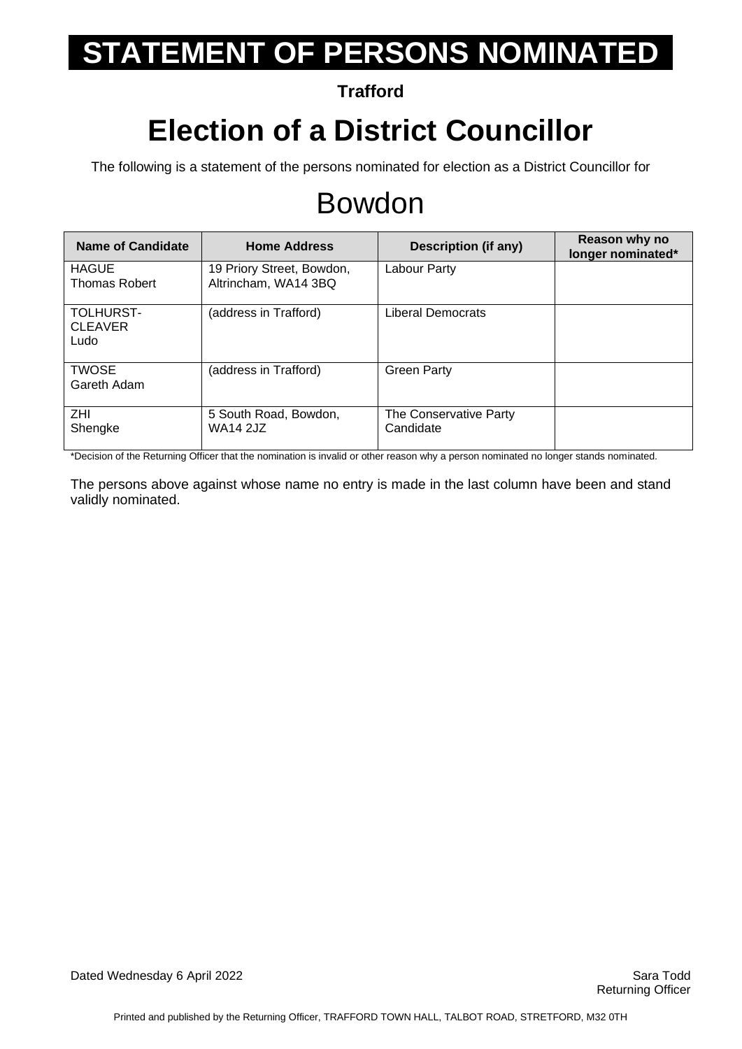# STATEMENT OF PERSONS NOMINATED

**Trafford**

## Election of a District Councillor

The following is a statement of the persons nominated for election as a District Councillor for

# Bowdon

| Name of Candidate | Home Address | Description (if any) | Reason why no longer nominated* |
|---|---|---|---|
| HAGUE Thomas Robert | 19 Priory Street, Bowdon, Altrincham, WA14 3BQ | Labour Party | |
| TOLHURST-CLEAVER Ludo | (address in Trafford) | Liberal Democrats | |
| TWOSE Gareth Adam | (address in Trafford) | Green Party | |
| ZHI Shengke | 5 South Road, Bowdon, WA14 2JZ | The Conservative Party Candidate | |

*Decision of the Returning Officer that the nomination is invalid or other reason why a person nominated no longer stands nominated.

The persons above against whose name no entry is made in the last column have been and stand validly nominated.

Dated Wednesday 6 April 2022

Sara Todd
Returning Officer

Printed and published by the Returning Officer, TRAFFORD TOWN HALL, TALBOT ROAD, STRETFORD, M32 0TH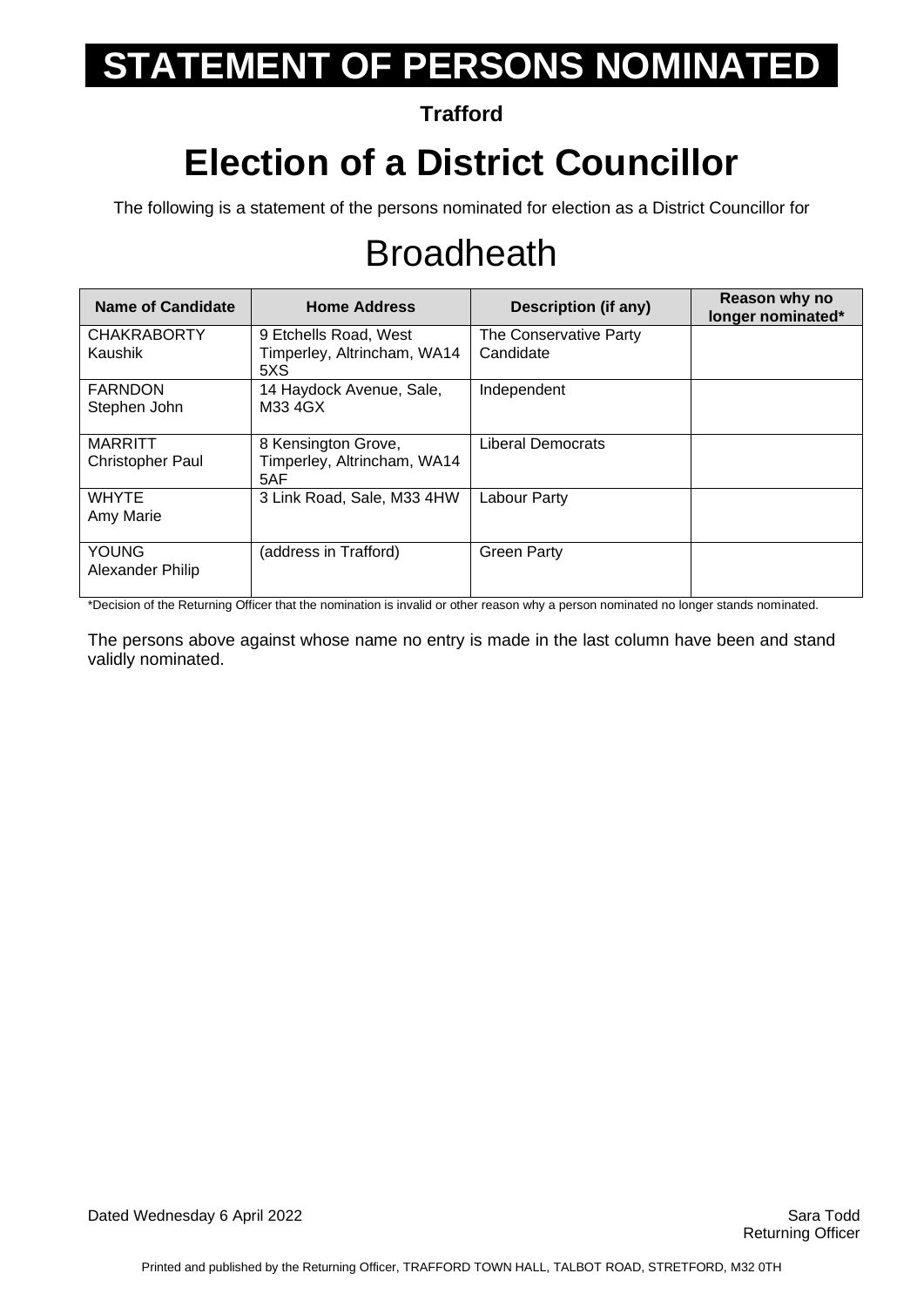# STATEMENT OF PERSONS NOMINATED

**Trafford**

# Election of a District Councillor

The following is a statement of the persons nominated for election as a District Councillor for

## Broadheath

| Name of Candidate | Home Address | Description (if any) | Reason why no longer nominated* |
|---|---|---|---|
| CHAKRABORTY Kaushik | 9 Etchells Road, West Timperley, Altrincham, WA14 5XS | The Conservative Party Candidate | |
| FARNDON Stephen John | 14 Haydock Avenue, Sale, M33 4GX | Independent | |
| MARRITT Christopher Paul | 8 Kensington Grove, Timperley, Altrincham, WA14 5AF | Liberal Democrats | |
| WHYTE Amy Marie | 3 Link Road, Sale, M33 4HW | Labour Party | |
| YOUNG Alexander Philip | (address in Trafford) | Green Party | |

*Decision of the Returning Officer that the nomination is invalid or other reason why a person nominated no longer stands nominated.

The persons above against whose name no entry is made in the last column have been and stand validly nominated.

Dated Wednesday 6 April 2022

Sara Todd
Returning Officer

Printed and published by the Returning Officer, TRAFFORD TOWN HALL, TALBOT ROAD, STRETFORD, M32 0TH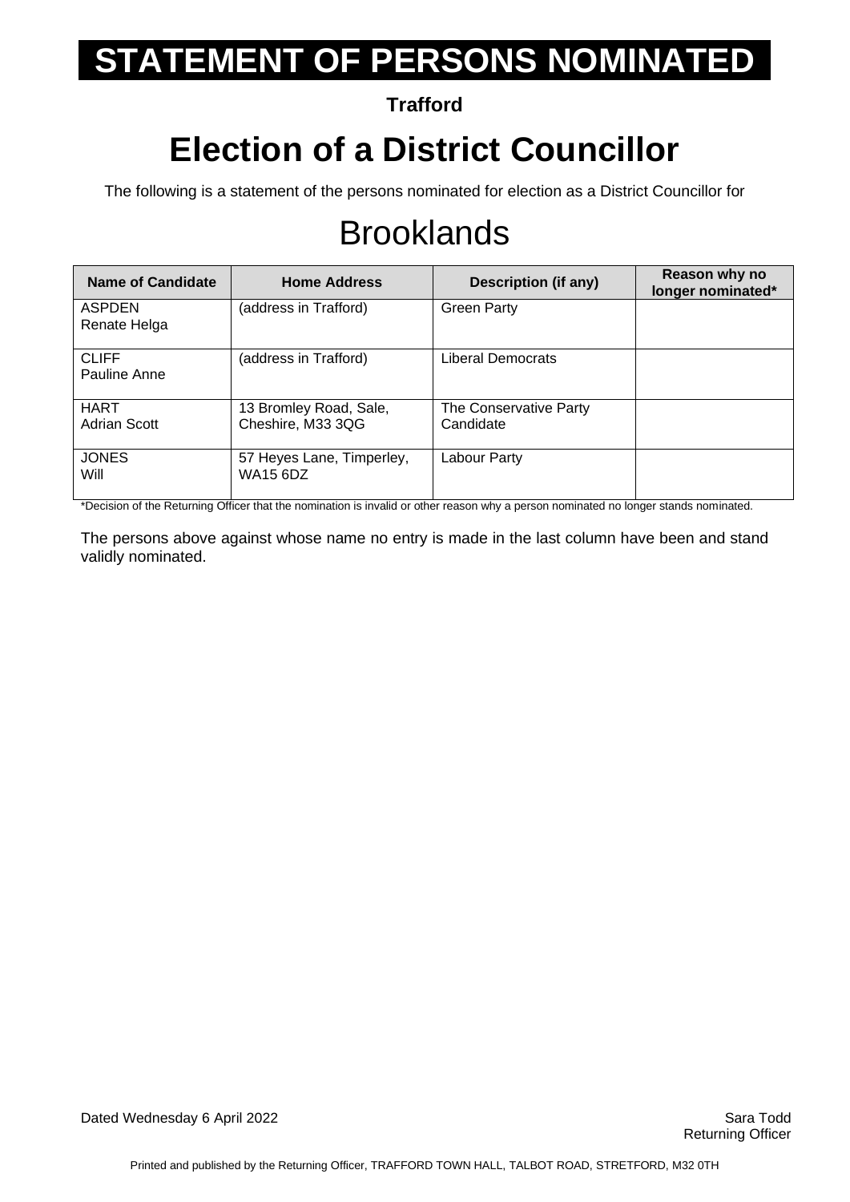# STATEMENT OF PERSONS NOMINATED

**Trafford**

# Election of a District Councillor

The following is a statement of the persons nominated for election as a District Councillor for

## Brooklands

| Name of Candidate | Home Address | Description (if any) | Reason why no longer nominated* |
|---|---|---|---|
| ASPDEN Renate Helga | (address in Trafford) | Green Party | |
| CLIFF Pauline Anne | (address in Trafford) | Liberal Democrats | |
| HART Adrian Scott | 13 Bromley Road, Sale, Cheshire, M33 3QG | The Conservative Party Candidate | |
| JONES Will | 57 Heyes Lane, Timperley, WA15 6DZ | Labour Party | |

*Decision of the Returning Officer that the nomination is invalid or other reason why a person nominated no longer stands nominated.

The persons above against whose name no entry is made in the last column have been and stand validly nominated.

Dated Wednesday 6 April 2022

Sara Todd
Returning Officer

Printed and published by the Returning Officer, TRAFFORD TOWN HALL, TALBOT ROAD, STRETFORD, M32 0TH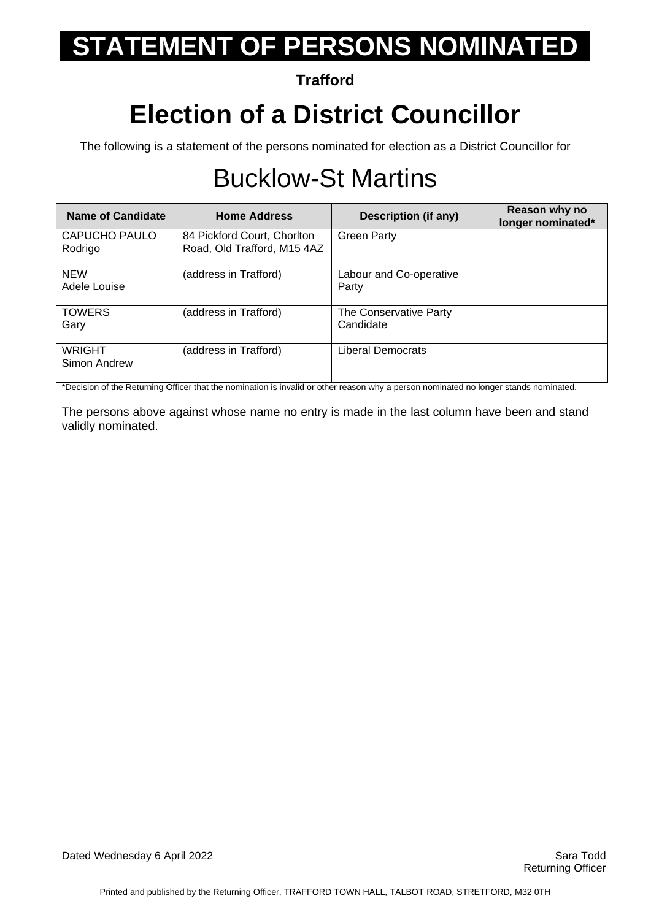# STATEMENT OF PERSONS NOMINATED

**Trafford**

# Election of a District Councillor

The following is a statement of the persons nominated for election as a District Councillor for

## Bucklow-St Martins

| Name of Candidate | Home Address | Description (if any) | Reason why no longer nominated* |
|---|---|---|---|
| CAPUCHO PAULO Rodrigo | 84 Pickford Court, Chorlton Road, Old Trafford, M15 4AZ | Green Party | |
| NEW Adele Louise | (address in Trafford) | Labour and Co-operative Party | |
| TOWERS Gary | (address in Trafford) | The Conservative Party Candidate | |
| WRIGHT Simon Andrew | (address in Trafford) | Liberal Democrats | |

*Decision of the Returning Officer that the nomination is invalid or other reason why a person nominated no longer stands nominated.

The persons above against whose name no entry is made in the last column have been and stand validly nominated.

Dated Wednesday 6 April 2022

Sara Todd
Returning Officer

Printed and published by the Returning Officer, TRAFFORD TOWN HALL, TALBOT ROAD, STRETFORD, M32 0TH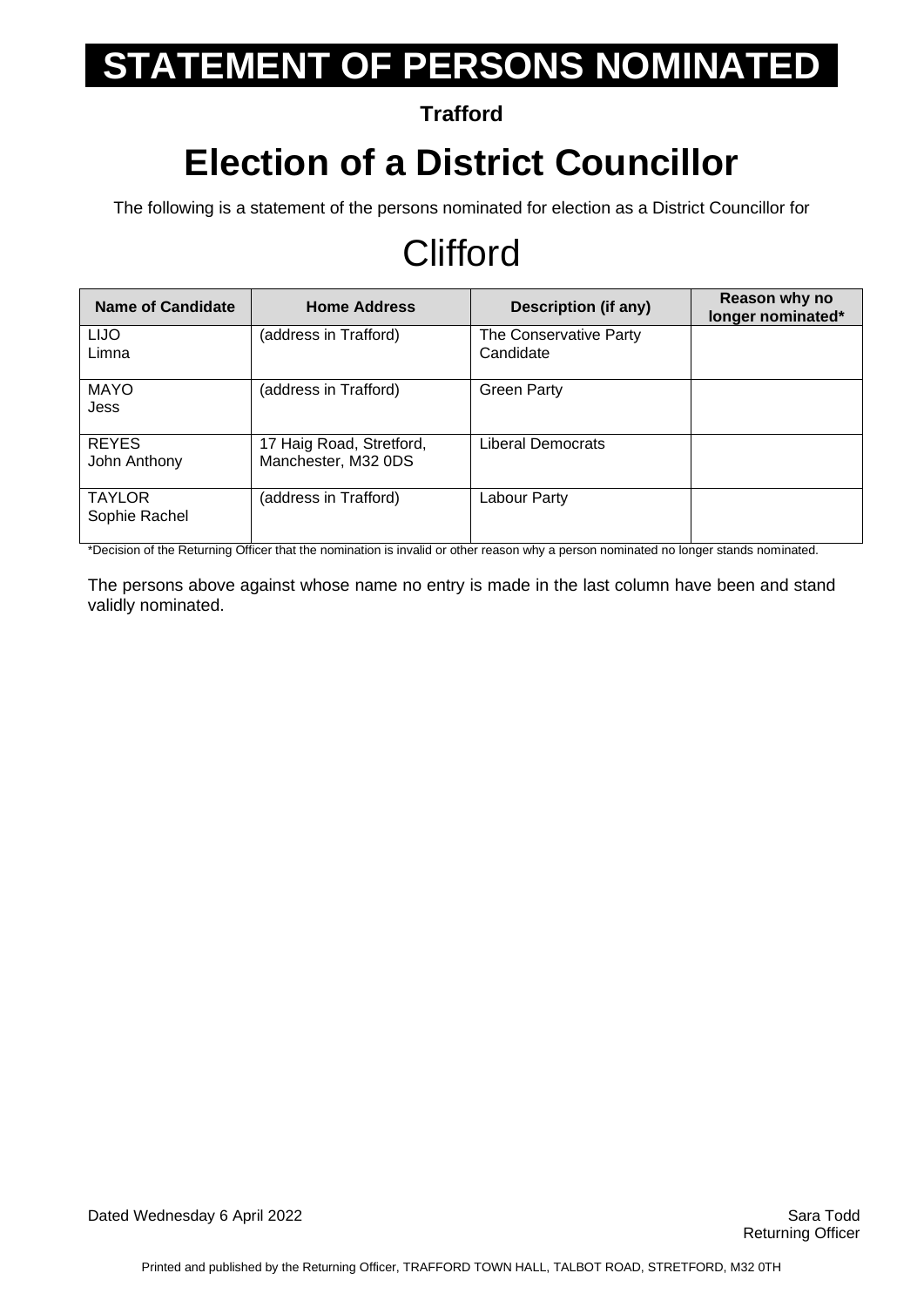# STATEMENT OF PERSONS NOMINATED

**Trafford**

# Election of a District Councillor

The following is a statement of the persons nominated for election as a District Councillor for

## Clifford

| Name of Candidate | Home Address | Description (if any) | Reason why no longer nominated* |
|---|---|---|---|
| LIJO<br>Limna | (address in Trafford) | The Conservative Party Candidate | |
| MAYO<br>Jess | (address in Trafford) | Green Party | |
| REYES<br>John Anthony | 17 Haig Road, Stretford, Manchester, M32 0DS | Liberal Democrats | |
| TAYLOR<br>Sophie Rachel | (address in Trafford) | Labour Party | |

*Decision of the Returning Officer that the nomination is invalid or other reason why a person nominated no longer stands nominated.

The persons above against whose name no entry is made in the last column have been and stand validly nominated.

Dated Wednesday 6 April 2022

Sara Todd
Returning Officer

Printed and published by the Returning Officer, TRAFFORD TOWN HALL, TALBOT ROAD, STRETFORD, M32 0TH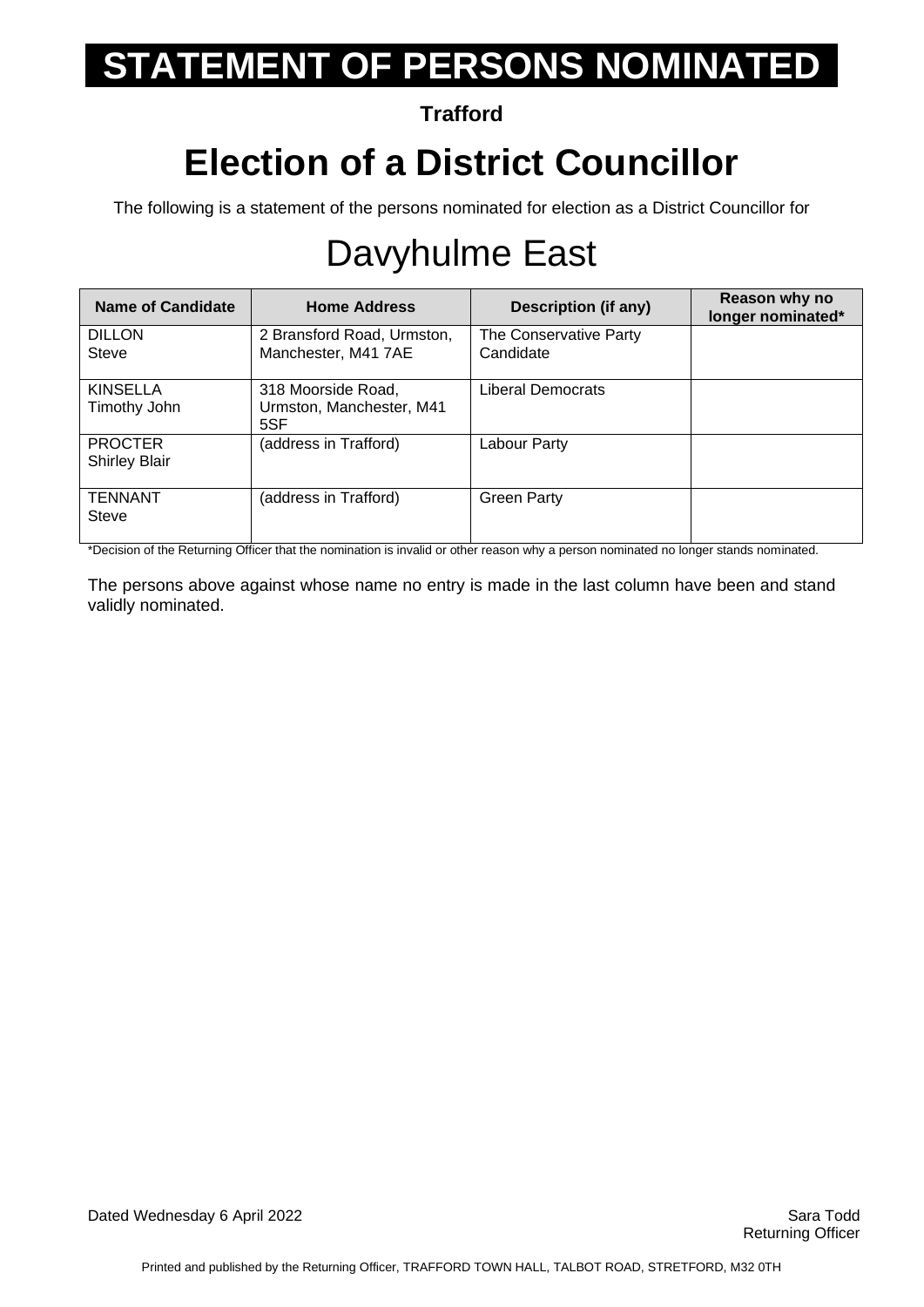# STATEMENT OF PERSONS NOMINATED

**Trafford**

# Election of a District Councillor

The following is a statement of the persons nominated for election as a District Councillor for

## Davyhulme East

| Name of Candidate | Home Address | Description (if any) | Reason why no longer nominated* |
|---|---|---|---|
| DILLON<br>Steve | 2 Bransford Road, Urmston, Manchester, M41 7AE | The Conservative Party Candidate | |
| KINSELLA<br>Timothy John | 318 Moorside Road, Urmston, Manchester, M41 5SF | Liberal Democrats | |
| PROCTER<br>Shirley Blair | (address in Trafford) | Labour Party | |
| TENNANT<br>Steve | (address in Trafford) | Green Party | |

*Decision of the Returning Officer that the nomination is invalid or other reason why a person nominated no longer stands nominated.

The persons above against whose name no entry is made in the last column have been and stand validly nominated.

Dated Wednesday 6 April 2022

Sara Todd
Returning Officer

Printed and published by the Returning Officer, TRAFFORD TOWN HALL, TALBOT ROAD, STRETFORD, M32 0TH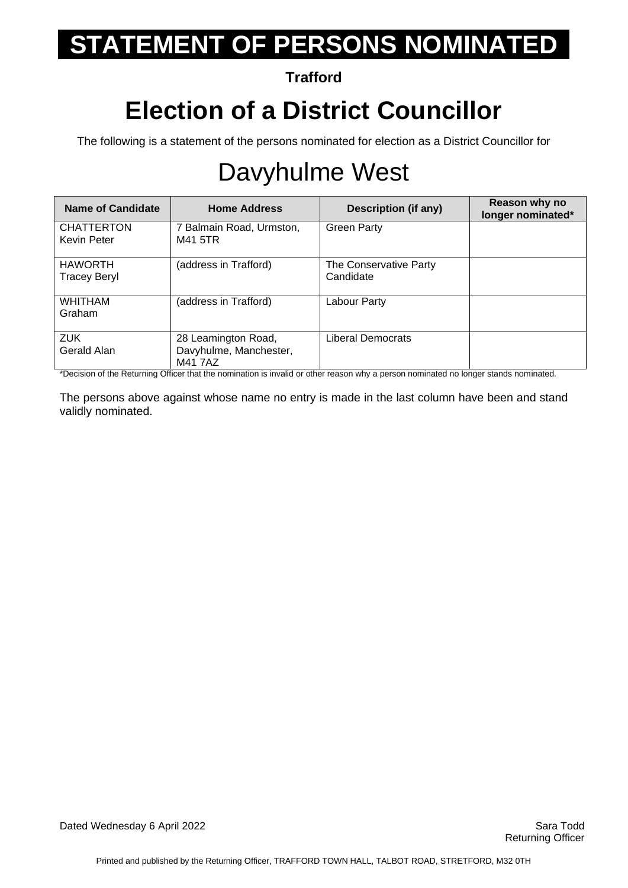# STATEMENT OF PERSONS NOMINATED

**Trafford**

# Election of a District Councillor

The following is a statement of the persons nominated for election as a District Councillor for

## Davyhulme West

| Name of Candidate | Home Address | Description (if any) | Reason why no longer nominated* |
|---|---|---|---|
| CHATTERTON Kevin Peter | 7 Balmain Road, Urmston, M41 5TR | Green Party | |
| HAWORTH Tracey Beryl | (address in Trafford) | The Conservative Party Candidate | |
| WHITHAM Graham | (address in Trafford) | Labour Party | |
| ZUK Gerald Alan | 28 Leamington Road, Davyhulme, Manchester, M41 7AZ | Liberal Democrats | |

*Decision of the Returning Officer that the nomination is invalid or other reason why a person nominated no longer stands nominated.

The persons above against whose name no entry is made in the last column have been and stand validly nominated.

Dated Wednesday 6 April 2022

Sara Todd
Returning Officer

Printed and published by the Returning Officer, TRAFFORD TOWN HALL, TALBOT ROAD, STRETFORD, M32 0TH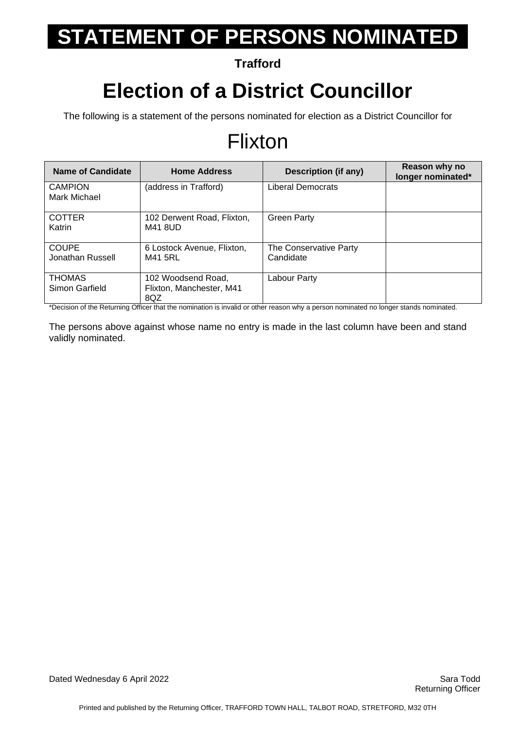# STATEMENT OF PERSONS NOMINATED

**Trafford**

# Election of a District Councillor

The following is a statement of the persons nominated for election as a District Councillor for

## Flixton

| Name of Candidate | Home Address | Description (if any) | Reason why no longer nominated* |
|---|---|---|---|
| CAMPION Mark Michael | (address in Trafford) | Liberal Democrats | |
| COTTER Katrin | 102 Derwent Road, Flixton, M41 8UD | Green Party | |
| COUPE Jonathan Russell | 6 Lostock Avenue, Flixton, M41 5RL | The Conservative Party Candidate | |
| THOMAS Simon Garfield | 102 Woodsend Road, Flixton, Manchester, M41 8QZ | Labour Party | |

*Decision of the Returning Officer that the nomination is invalid or other reason why a person nominated no longer stands nominated.

The persons above against whose name no entry is made in the last column have been and stand validly nominated.

Dated Wednesday 6 April 2022

Sara Todd
Returning Officer

Printed and published by the Returning Officer, TRAFFORD TOWN HALL, TALBOT ROAD, STRETFORD, M32 0TH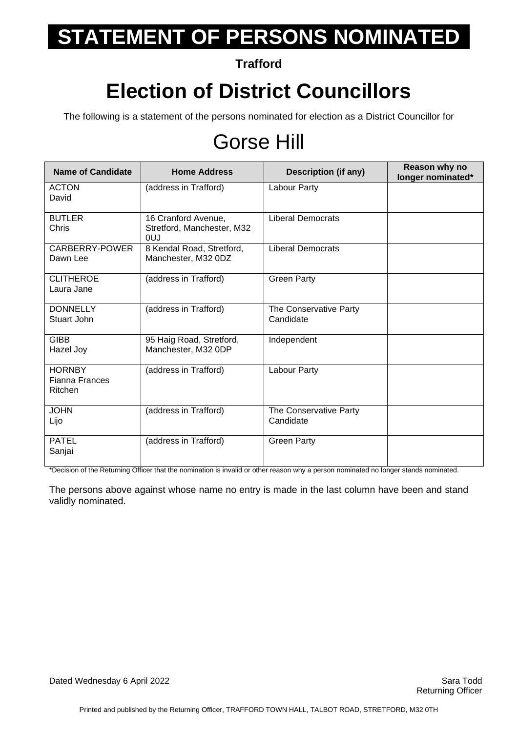# STATEMENT OF PERSONS NOMINATED

**Trafford**

# Election of District Councillors

The following is a statement of the persons nominated for election as a District Councillor for

## Gorse Hill

| Name of Candidate | Home Address | Description (if any) | Reason why no longer nominated* |
|---|---|---|---|
| ACTON David | (address in Trafford) | Labour Party | |
| BUTLER Chris | 16 Cranford Avenue, Stretford, Manchester, M32 0UJ | Liberal Democrats | |
| CARBERRY-POWER Dawn Lee | 8 Kendal Road, Stretford, Manchester, M32 0DZ | Liberal Democrats | |
| CLITHEROE Laura Jane | (address in Trafford) | Green Party | |
| DONNELLY Stuart John | (address in Trafford) | The Conservative Party Candidate | |
| GIBB Hazel Joy | 95 Haig Road, Stretford, Manchester, M32 0DP | Independent | |
| HORNBY Fianna Frances Ritchen | (address in Trafford) | Labour Party | |
| JOHN Lijo | (address in Trafford) | The Conservative Party Candidate | |
| PATEL Sanjai | (address in Trafford) | Green Party | |

*Decision of the Returning Officer that the nomination is invalid or other reason why a person nominated no longer stands nominated.

The persons above against whose name no entry is made in the last column have been and stand validly nominated.

Dated Wednesday 6 April 2022

Sara Todd
Returning Officer

Printed and published by the Returning Officer, TRAFFORD TOWN HALL, TALBOT ROAD, STRETFORD, M32 0TH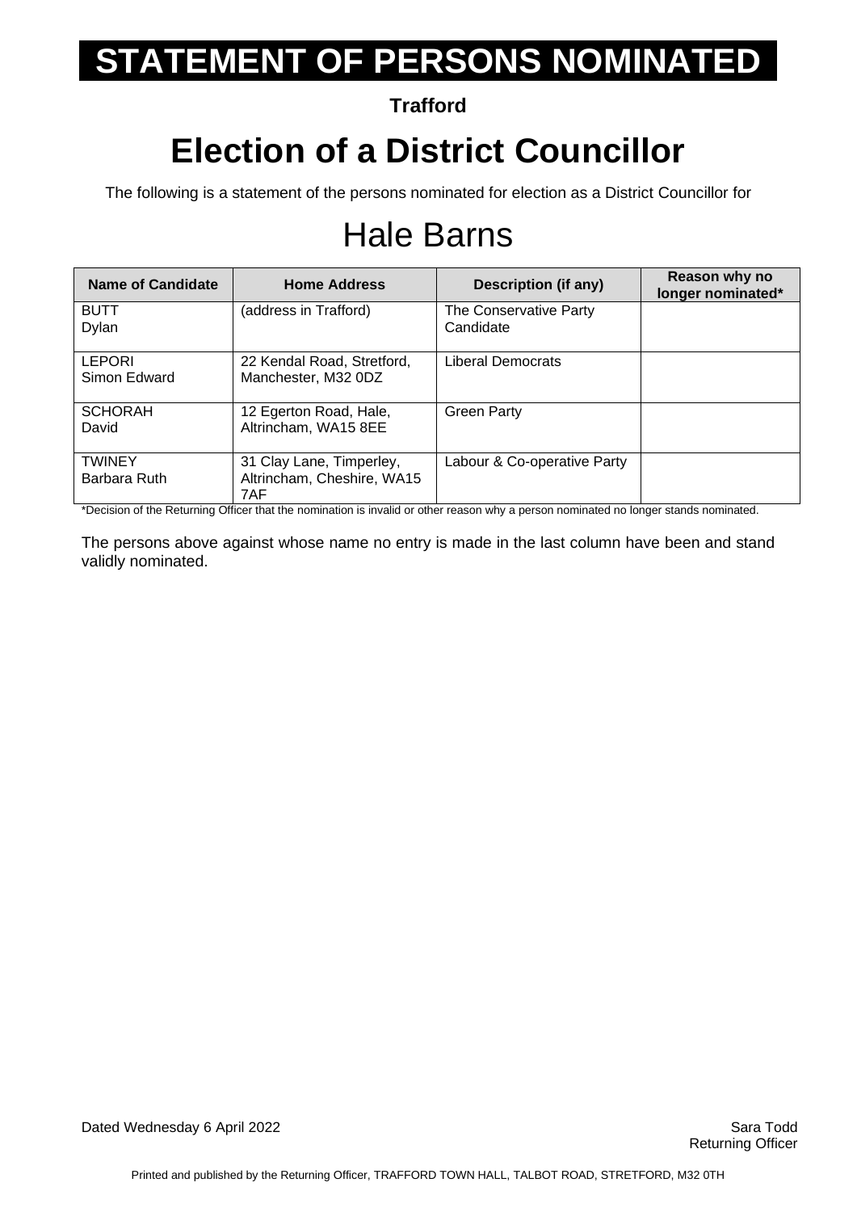# STATEMENT OF PERSONS NOMINATED

**Trafford**

# Election of a District Councillor

The following is a statement of the persons nominated for election as a District Councillor for

## Hale Barns

| Name of Candidate | Home Address | Description (if any) | Reason why no longer nominated* |
|---|---|---|---|
| BUTT<br>Dylan | (address in Trafford) | The Conservative Party Candidate | |
| LEPORI<br>Simon Edward | 22 Kendal Road, Stretford, Manchester, M32 0DZ | Liberal Democrats | |
| SCHORAH<br>David | 12 Egerton Road, Hale, Altrincham, WA15 8EE | Green Party | |
| TWINEY<br>Barbara Ruth | 31 Clay Lane, Timperley, Altrincham, Cheshire, WA15 7AF | Labour & Co-operative Party | |

*Decision of the Returning Officer that the nomination is invalid or other reason why a person nominated no longer stands nominated.

The persons above against whose name no entry is made in the last column have been and stand validly nominated.

Dated Wednesday 6 April 2022

Sara Todd
Returning Officer

Printed and published by the Returning Officer, TRAFFORD TOWN HALL, TALBOT ROAD, STRETFORD, M32 0TH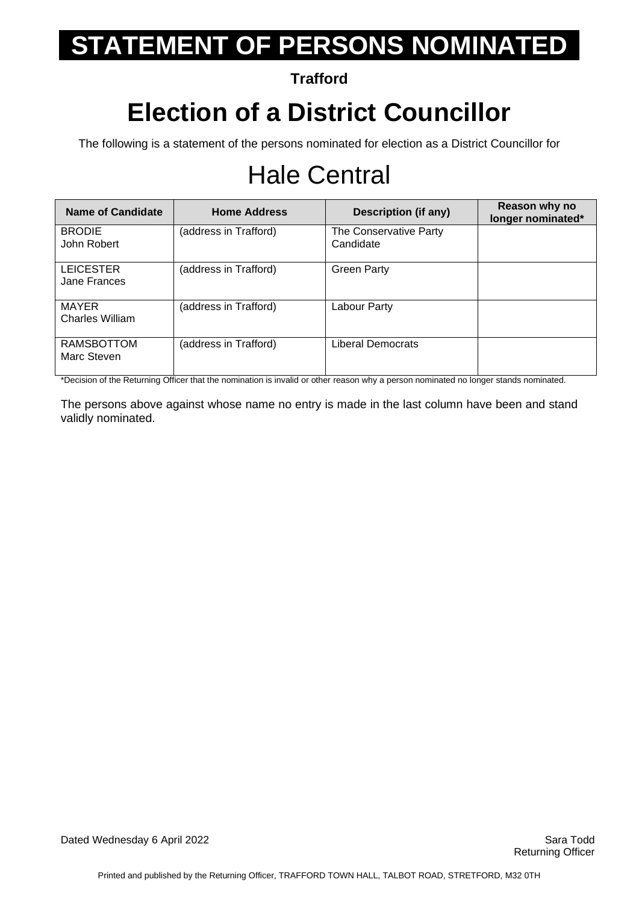# STATEMENT OF PERSONS NOMINATED

**Trafford**

# Election of a District Councillor

The following is a statement of the persons nominated for election as a District Councillor for

## Hale Central

| Name of Candidate | Home Address | Description (if any) | Reason why no longer nominated* |
|---|---|---|---|
| BRODIE John Robert | (address in Trafford) | The Conservative Party Candidate | |
| LEICESTER Jane Frances | (address in Trafford) | Green Party | |
| MAYER Charles William | (address in Trafford) | Labour Party | |
| RAMSBOTTOM Marc Steven | (address in Trafford) | Liberal Democrats | |

*Decision of the Returning Officer that the nomination is invalid or other reason why a person nominated no longer stands nominated.

The persons above against whose name no entry is made in the last column have been and stand validly nominated.

Dated Wednesday 6 April 2022

Sara Todd
Returning Officer

Printed and published by the Returning Officer, TRAFFORD TOWN HALL, TALBOT ROAD, STRETFORD, M32 0TH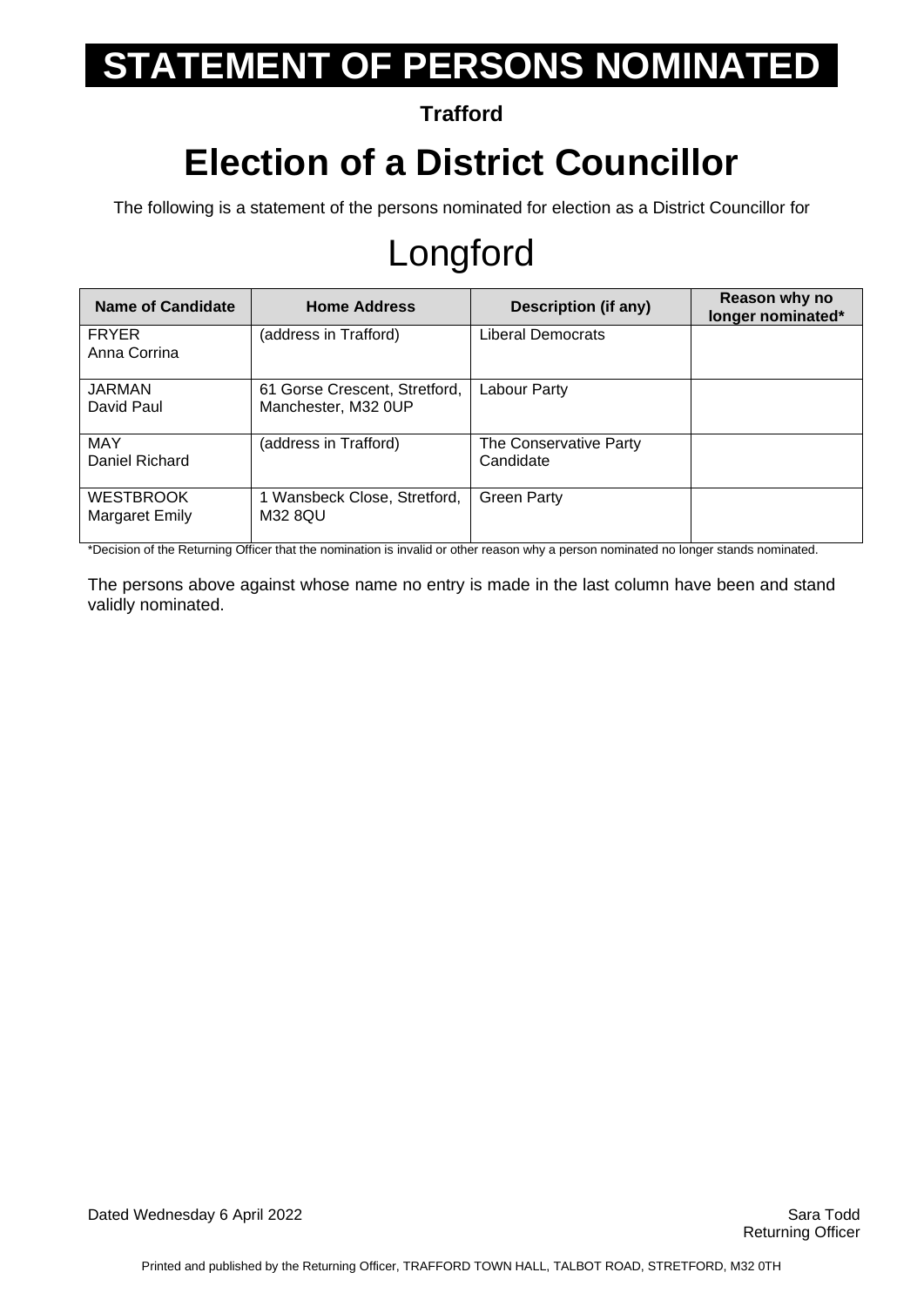# STATEMENT OF PERSONS NOMINATED

**Trafford**

## Election of a District Councillor

The following is a statement of the persons nominated for election as a District Councillor for

# Longford

| Name of Candidate | Home Address | Description (if any) | Reason why no longer nominated* |
|---|---|---|---|
| FRYER Anna Corrina | (address in Trafford) | Liberal Democrats | |
| JARMAN David Paul | 61 Gorse Crescent, Stretford, Manchester, M32 0UP | Labour Party | |
| MAY Daniel Richard | (address in Trafford) | The Conservative Party Candidate | |
| WESTBROOK Margaret Emily | 1 Wansbeck Close, Stretford, M32 8QU | Green Party | |

*Decision of the Returning Officer that the nomination is invalid or other reason why a person nominated no longer stands nominated.

The persons above against whose name no entry is made in the last column have been and stand validly nominated.

Dated Wednesday 6 April 2022

Sara Todd
Returning Officer

Printed and published by the Returning Officer, TRAFFORD TOWN HALL, TALBOT ROAD, STRETFORD, M32 0TH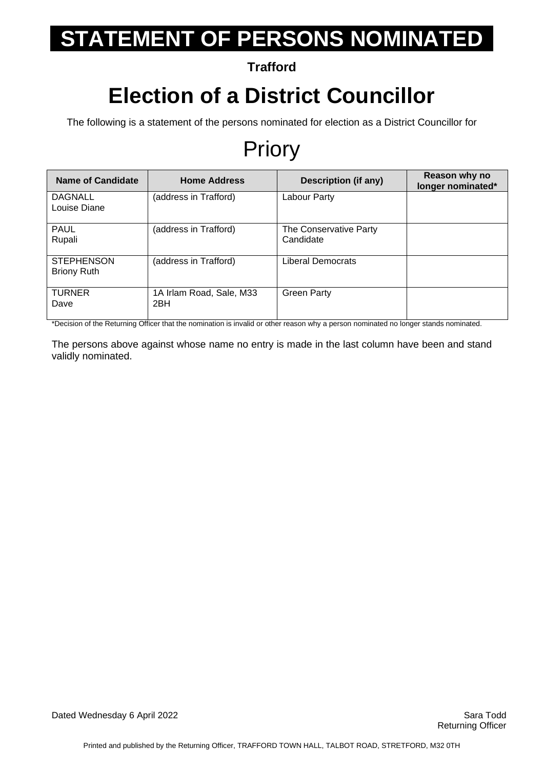# STATEMENT OF PERSONS NOMINATED

**Trafford**

# Election of a District Councillor

The following is a statement of the persons nominated for election as a District Councillor for

## Priory

| Name of Candidate | Home Address | Description (if any) | Reason why no longer nominated* |
|---|---|---|---|
| DAGNALL Louise Diane | (address in Trafford) | Labour Party | |
| PAUL Rupali | (address in Trafford) | The Conservative Party Candidate | |
| STEPHENSON Briony Ruth | (address in Trafford) | Liberal Democrats | |
| TURNER Dave | 1A Irlam Road, Sale, M33 2BH | Green Party | |

*Decision of the Returning Officer that the nomination is invalid or other reason why a person nominated no longer stands nominated.

The persons above against whose name no entry is made in the last column have been and stand validly nominated.

Dated Wednesday 6 April 2022

Sara Todd
Returning Officer

Printed and published by the Returning Officer, TRAFFORD TOWN HALL, TALBOT ROAD, STRETFORD, M32 0TH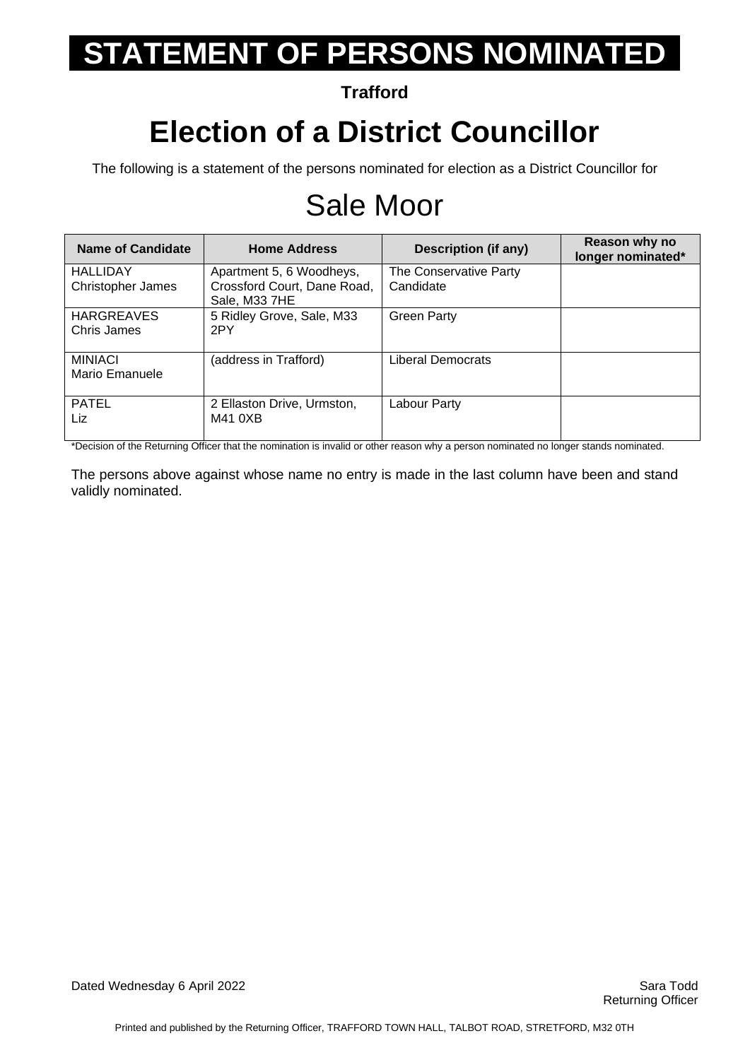# STATEMENT OF PERSONS NOMINATED

**Trafford**

# Election of a District Councillor

The following is a statement of the persons nominated for election as a District Councillor for

## Sale Moor

| Name of Candidate | Home Address | Description (if any) | Reason why no longer nominated* |
|---|---|---|---|
| HALLIDAY Christopher James | Apartment 5, 6 Woodheys, Crossford Court, Dane Road, Sale, M33 7HE | The Conservative Party Candidate | |
| HARGREAVES Chris James | 5 Ridley Grove, Sale, M33 2PY | Green Party | |
| MINIACI Mario Emanuele | (address in Trafford) | Liberal Democrats | |
| PATEL Liz | 2 Ellaston Drive, Urmston, M41 0XB | Labour Party | |

*Decision of the Returning Officer that the nomination is invalid or other reason why a person nominated no longer stands nominated.

The persons above against whose name no entry is made in the last column have been and stand validly nominated.

Dated Wednesday 6 April 2022

Sara Todd
Returning Officer

Printed and published by the Returning Officer, TRAFFORD TOWN HALL, TALBOT ROAD, STRETFORD, M32 0TH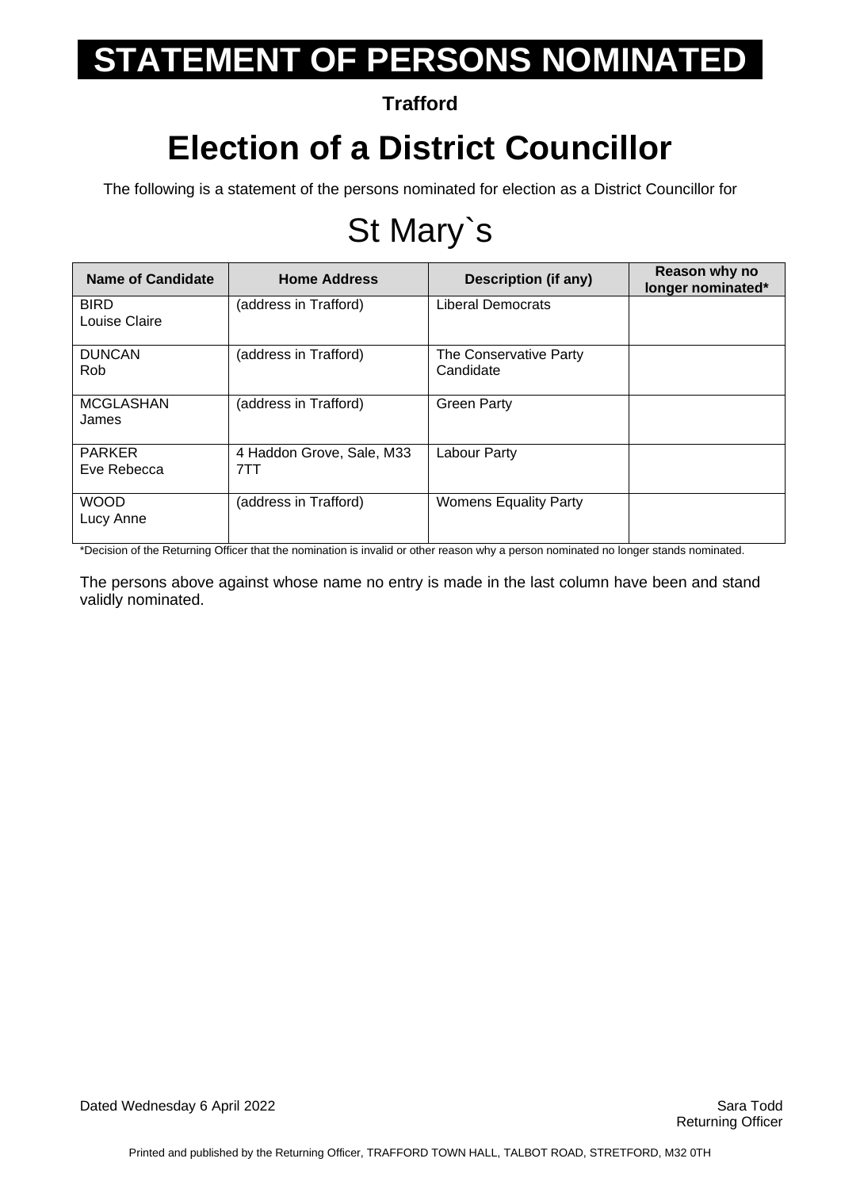# STATEMENT OF PERSONS NOMINATED

**Trafford**

# Election of a District Councillor

The following is a statement of the persons nominated for election as a District Councillor for

## St Mary`s

| Name of Candidate | Home Address | Description (if any) | Reason why no longer nominated* |
|---|---|---|---|
| BIRD Louise Claire | (address in Trafford) | Liberal Democrats | |
| DUNCAN Rob | (address in Trafford) | The Conservative Party Candidate | |
| MCGLASHAN James | (address in Trafford) | Green Party | |
| PARKER Eve Rebecca | 4 Haddon Grove, Sale, M33 7TT | Labour Party | |
| WOOD Lucy Anne | (address in Trafford) | Womens Equality Party | |

*Decision of the Returning Officer that the nomination is invalid or other reason why a person nominated no longer stands nominated.

The persons above against whose name no entry is made in the last column have been and stand validly nominated.

Dated Wednesday 6 April 2022

Sara Todd
Returning Officer

Printed and published by the Returning Officer, TRAFFORD TOWN HALL, TALBOT ROAD, STRETFORD, M32 0TH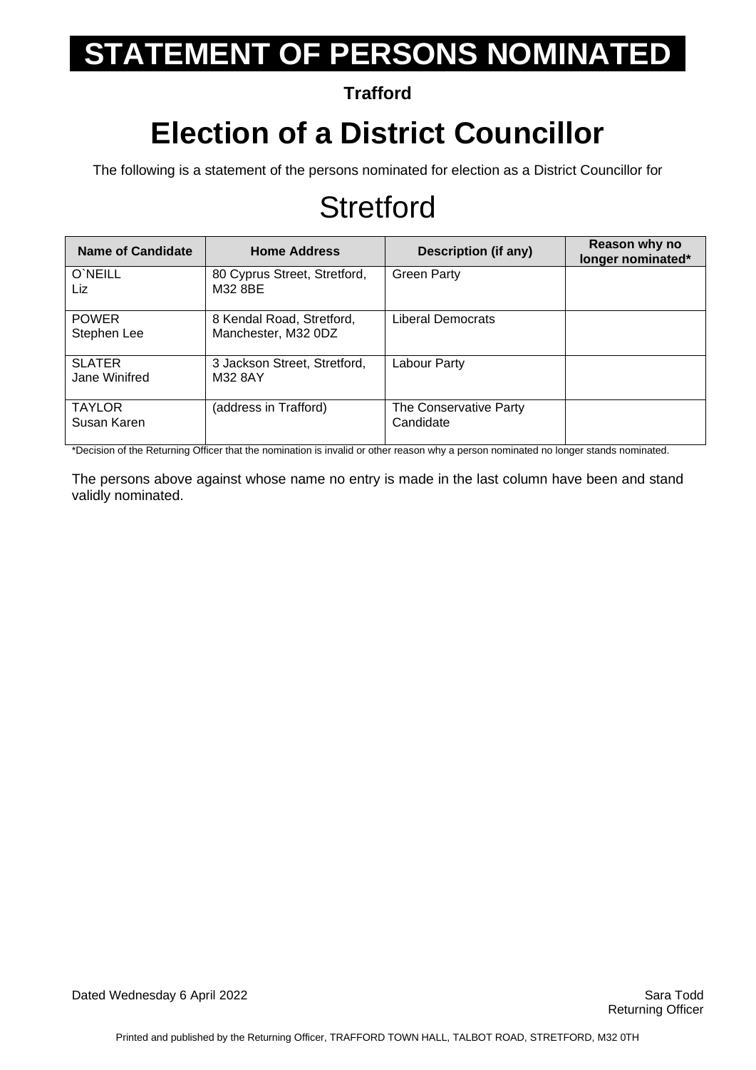# STATEMENT OF PERSONS NOMINATED

**Trafford**

# Election of a District Councillor

The following is a statement of the persons nominated for election as a District Councillor for

## Stretford

| Name of Candidate | Home Address | Description (if any) | Reason why no longer nominated* |
|---|---|---|---|
| O`NEILL<br>Liz | 80 Cyprus Street, Stretford, M32 8BE | Green Party | |
| POWER<br>Stephen Lee | 8 Kendal Road, Stretford, Manchester, M32 0DZ | Liberal Democrats | |
| SLATER<br>Jane Winifred | 3 Jackson Street, Stretford, M32 8AY | Labour Party | |
| TAYLOR<br>Susan Karen | (address in Trafford) | The Conservative Party Candidate | |

*Decision of the Returning Officer that the nomination is invalid or other reason why a person nominated no longer stands nominated.

The persons above against whose name no entry is made in the last column have been and stand validly nominated.

Dated Wednesday 6 April 2022

Sara Todd
Returning Officer

Printed and published by the Returning Officer, TRAFFORD TOWN HALL, TALBOT ROAD, STRETFORD, M32 0TH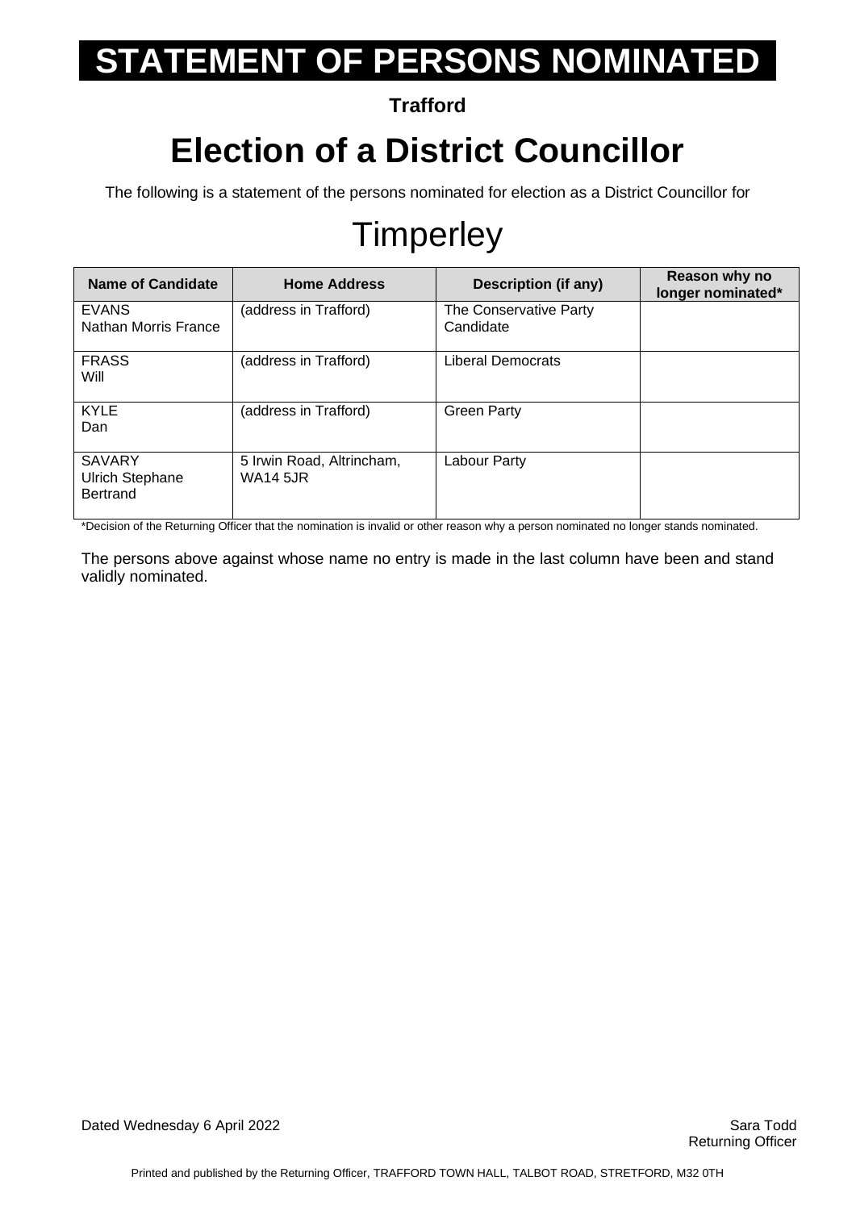# STATEMENT OF PERSONS NOMINATED

**Trafford**

# Election of a District Councillor

The following is a statement of the persons nominated for election as a District Councillor for

## Timperley

| Name of Candidate | Home Address | Description (if any) | Reason why no longer nominated* |
|---|---|---|---|
| EVANS<br>Nathan Morris France | (address in Trafford) | The Conservative Party Candidate | |
| FRASS<br>Will | (address in Trafford) | Liberal Democrats | |
| KYLE<br>Dan | (address in Trafford) | Green Party | |
| SAVARY<br>Ulrich Stephane Bertrand | 5 Irwin Road, Altrincham, WA14 5JR | Labour Party | |

*Decision of the Returning Officer that the nomination is invalid or other reason why a person nominated no longer stands nominated.

The persons above against whose name no entry is made in the last column have been and stand validly nominated.

Dated Wednesday 6 April 2022

Sara Todd
Returning Officer

Printed and published by the Returning Officer, TRAFFORD TOWN HALL, TALBOT ROAD, STRETFORD, M32 0TH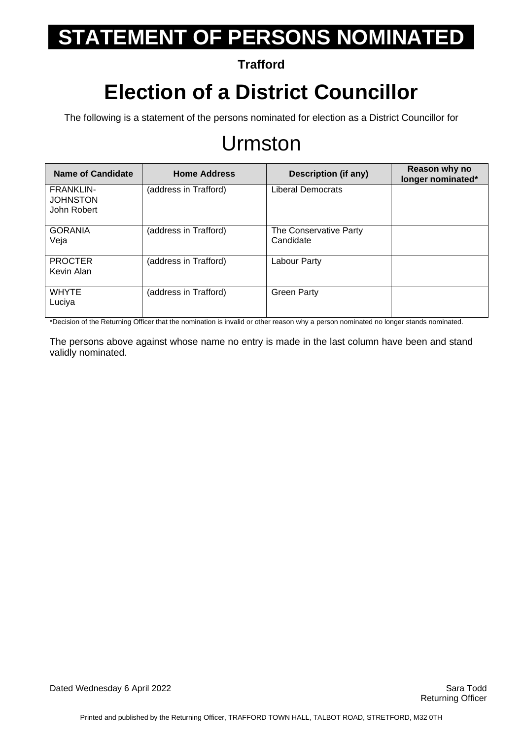# STATEMENT OF PERSONS NOMINATED

**Trafford**

# Election of a District Councillor

The following is a statement of the persons nominated for election as a District Councillor for

## Urmston

| Name of Candidate | Home Address | Description (if any) | Reason why no longer nominated* |
|---|---|---|---|
| FRANKLIN-JOHNSTON John Robert | (address in Trafford) | Liberal Democrats | |
| GORANIA Veja | (address in Trafford) | The Conservative Party Candidate | |
| PROCTER Kevin Alan | (address in Trafford) | Labour Party | |
| WHYTE Luciya | (address in Trafford) | Green Party | |

*Decision of the Returning Officer that the nomination is invalid or other reason why a person nominated no longer stands nominated.

The persons above against whose name no entry is made in the last column have been and stand validly nominated.

Dated Wednesday 6 April 2022

Sara Todd
Returning Officer

Printed and published by the Returning Officer, TRAFFORD TOWN HALL, TALBOT ROAD, STRETFORD, M32 0TH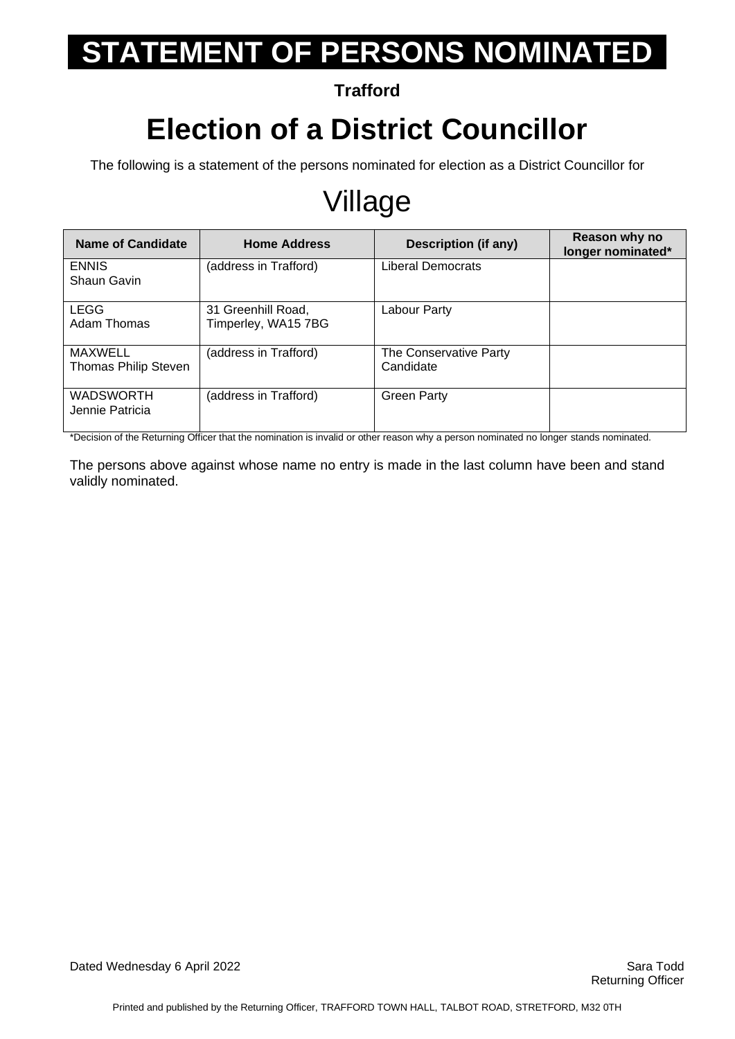# STATEMENT OF PERSONS NOMINATED

**Trafford**

# Election of a District Councillor

The following is a statement of the persons nominated for election as a District Councillor for

## Village

| Name of Candidate | Home Address | Description (if any) | Reason why no longer nominated* |
|---|---|---|---|
| ENNIS<br>Shaun Gavin | (address in Trafford) | Liberal Democrats | |
| LEGG<br>Adam Thomas | 31 Greenhill Road, Timperley, WA15 7BG | Labour Party | |
| MAXWELL<br>Thomas Philip Steven | (address in Trafford) | The Conservative Party Candidate | |
| WADSWORTH<br>Jennie Patricia | (address in Trafford) | Green Party | |

*Decision of the Returning Officer that the nomination is invalid or other reason why a person nominated no longer stands nominated.

The persons above against whose name no entry is made in the last column have been and stand validly nominated.

Dated Wednesday 6 April 2022

Sara Todd
Returning Officer

Printed and published by the Returning Officer, TRAFFORD TOWN HALL, TALBOT ROAD, STRETFORD, M32 0TH